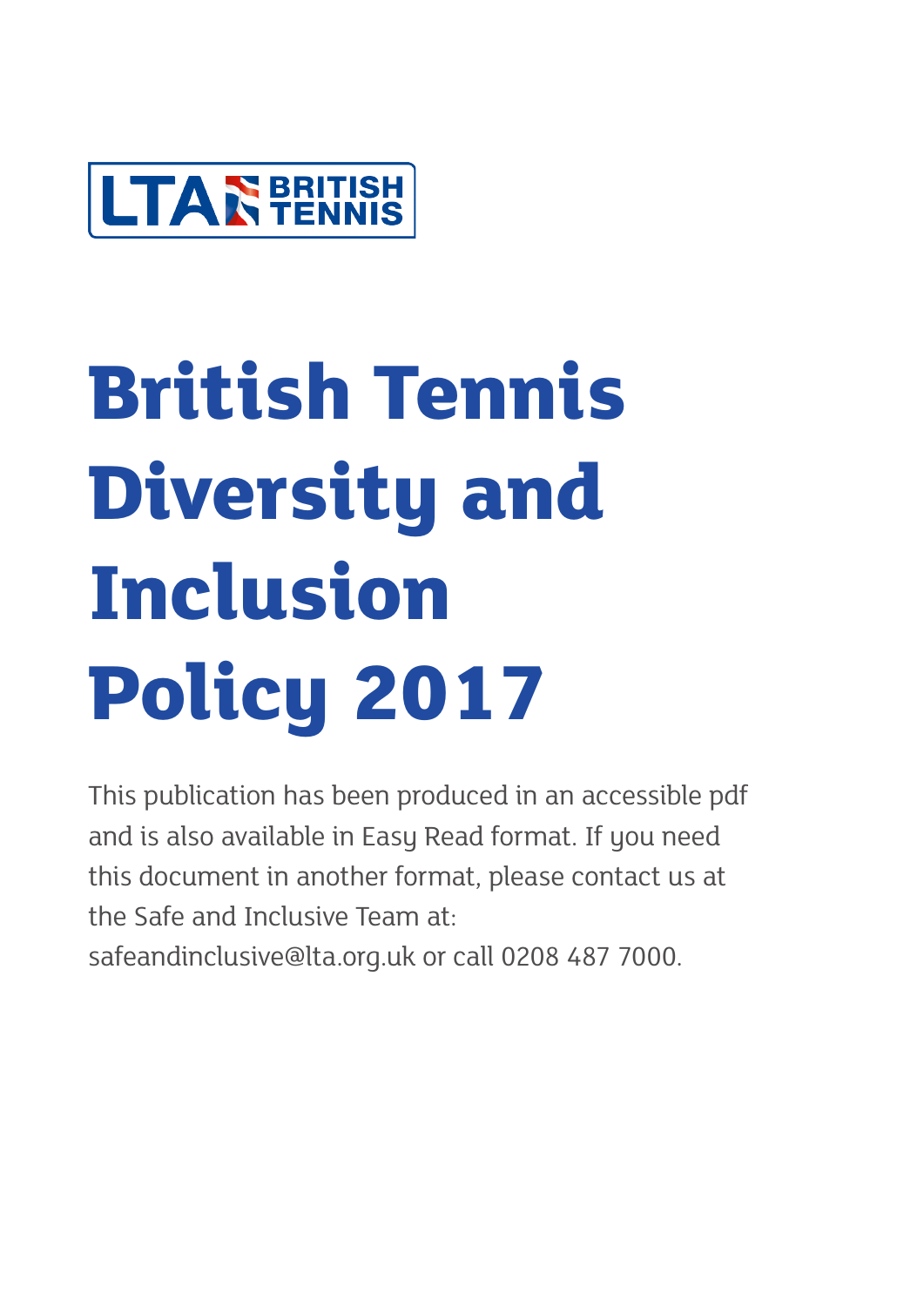LTA BRITISH TENNIS

# British Tennis Diversity and Inclusion Policy 2017

This publication has been produced in an accessible pdf and is also available in Easy Read format. If you need this document in another format, please contact us at the Safe and Inclusive Team at: safeandinclusive@lta.org.uk or call 0208 487 7000.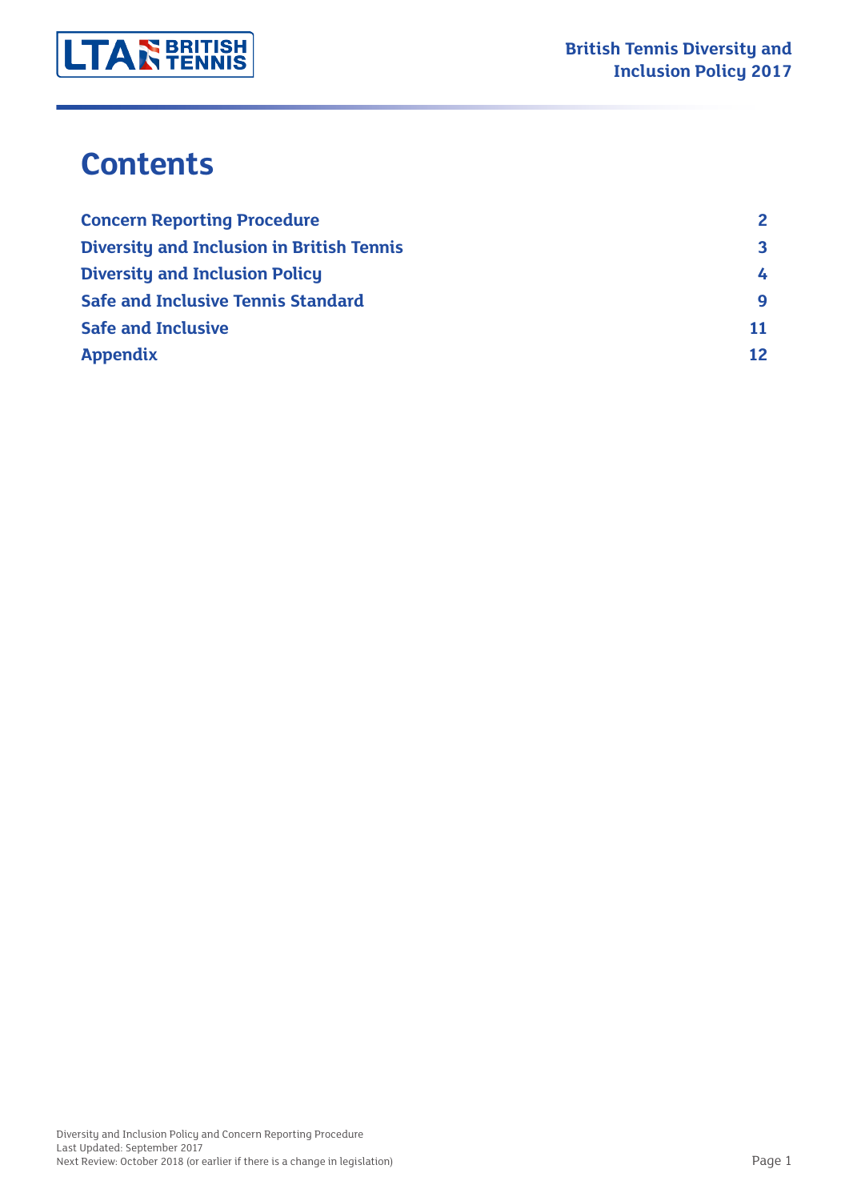# Contents

| | |
|---|---|
| **Concern Reporting Procedure** | **2** |
| **Diversity and Inclusion in British Tennis** | **3** |
| **Diversity and Inclusion Policy** | **4** |
| **Safe and Inclusive Tennis Standard** | **9** |
| **Safe and Inclusive** | **11** |
| **Appendix** | **12** |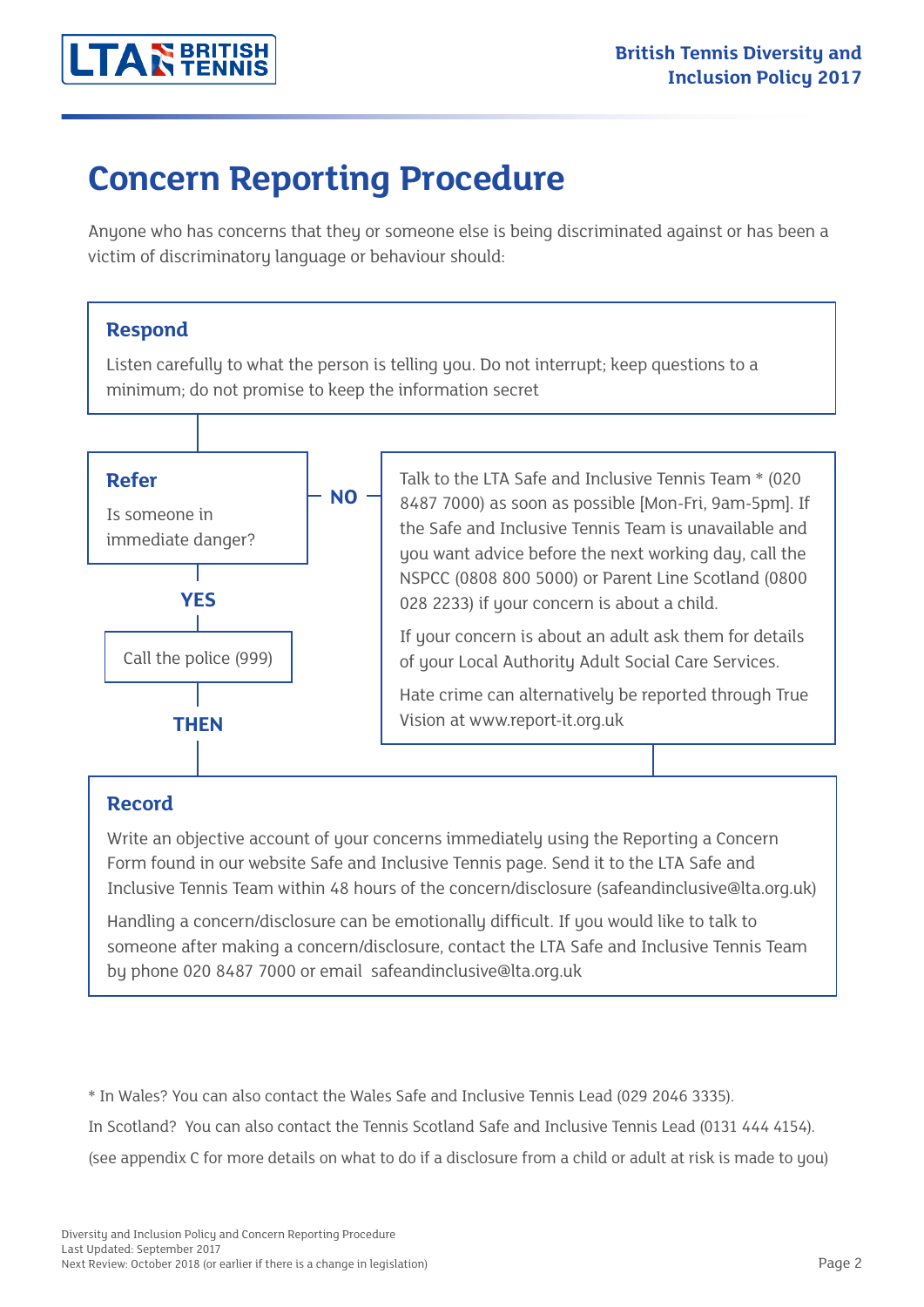# Concern Reporting Procedure

Anyone who has concerns that they or someone else is being discriminated against or has been a victim of discriminatory language or behaviour should:

### Respond

Listen carefully to what the person is telling you. Do not interrupt; keep questions to a minimum; do not promise to keep the information secret

### Refer

Is someone in immediate danger?

**YES**

Call the police (999)

**THEN**

**NO**

Talk to the LTA Safe and Inclusive Tennis Team * (020 8487 7000) as soon as possible [Mon-Fri, 9am-5pm]. If the Safe and Inclusive Tennis Team is unavailable and you want advice before the next working day, call the NSPCC (0808 800 5000) or Parent Line Scotland (0800 028 2233) if your concern is about a child.

If your concern is about an adult ask them for details of your Local Authority Adult Social Care Services.

Hate crime can alternatively be reported through True Vision at www.report-it.org.uk

### Record

Write an objective account of your concerns immediately using the Reporting a Concern Form found in our website Safe and Inclusive Tennis page. Send it to the LTA Safe and Inclusive Tennis Team within 48 hours of the concern/disclosure (safeandinclusive@lta.org.uk)

Handling a concern/disclosure can be emotionally difficult. If you would like to talk to someone after making a concern/disclosure, contact the LTA Safe and Inclusive Tennis Team by phone 020 8487 7000 or email safeandinclusive@lta.org.uk

* In Wales? You can also contact the Wales Safe and Inclusive Tennis Lead (029 2046 3335).

In Scotland? You can also contact the Tennis Scotland Safe and Inclusive Tennis Lead (0131 444 4154).

(see appendix C for more details on what to do if a disclosure from a child or adult at risk is made to you)

Diversity and Inclusion Policy and Concern Reporting Procedure
Last Updated: September 2017
Next Review: October 2018 (or earlier if there is a change in legislation)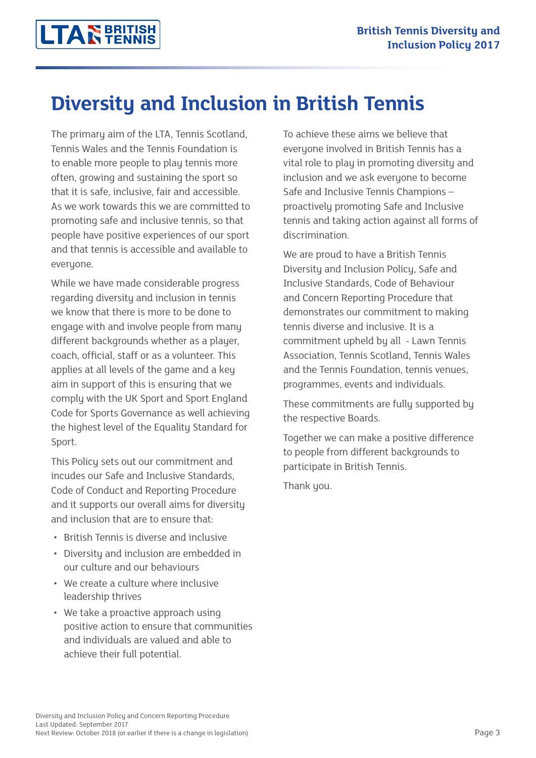# Diversity and Inclusion in British Tennis

The primary aim of the LTA, Tennis Scotland, Tennis Wales and the Tennis Foundation is to enable more people to play tennis more often, growing and sustaining the sport so that it is safe, inclusive, fair and accessible. As we work towards this we are committed to promoting safe and inclusive tennis, so that people have positive experiences of our sport and that tennis is accessible and available to everyone.

While we have made considerable progress regarding diversity and inclusion in tennis we know that there is more to be done to engage with and involve people from many different backgrounds whether as a player, coach, official, staff or as a volunteer. This applies at all levels of the game and a key aim in support of this is ensuring that we comply with the UK Sport and Sport England Code for Sports Governance as well achieving the highest level of the Equality Standard for Sport.

This Policy sets out our commitment and incudes our Safe and Inclusive Standards, Code of Conduct and Reporting Procedure and it supports our overall aims for diversity and inclusion that are to ensure that:

- British Tennis is diverse and inclusive
- Diversity and inclusion are embedded in our culture and our behaviours
- We create a culture where inclusive leadership thrives
- We take a proactive approach using positive action to ensure that communities and individuals are valued and able to achieve their full potential.

To achieve these aims we believe that everyone involved in British Tennis has a vital role to play in promoting diversity and inclusion and we ask everyone to become Safe and Inclusive Tennis Champions – proactively promoting Safe and Inclusive tennis and taking action against all forms of discrimination.

We are proud to have a British Tennis Diversity and Inclusion Policy, Safe and Inclusive Standards, Code of Behaviour and Concern Reporting Procedure that demonstrates our commitment to making tennis diverse and inclusive. It is a commitment upheld by all - Lawn Tennis Association, Tennis Scotland, Tennis Wales and the Tennis Foundation, tennis venues, programmes, events and individuals.

These commitments are fully supported by the respective Boards.

Together we can make a positive difference to people from different backgrounds to participate in British Tennis.

Thank you.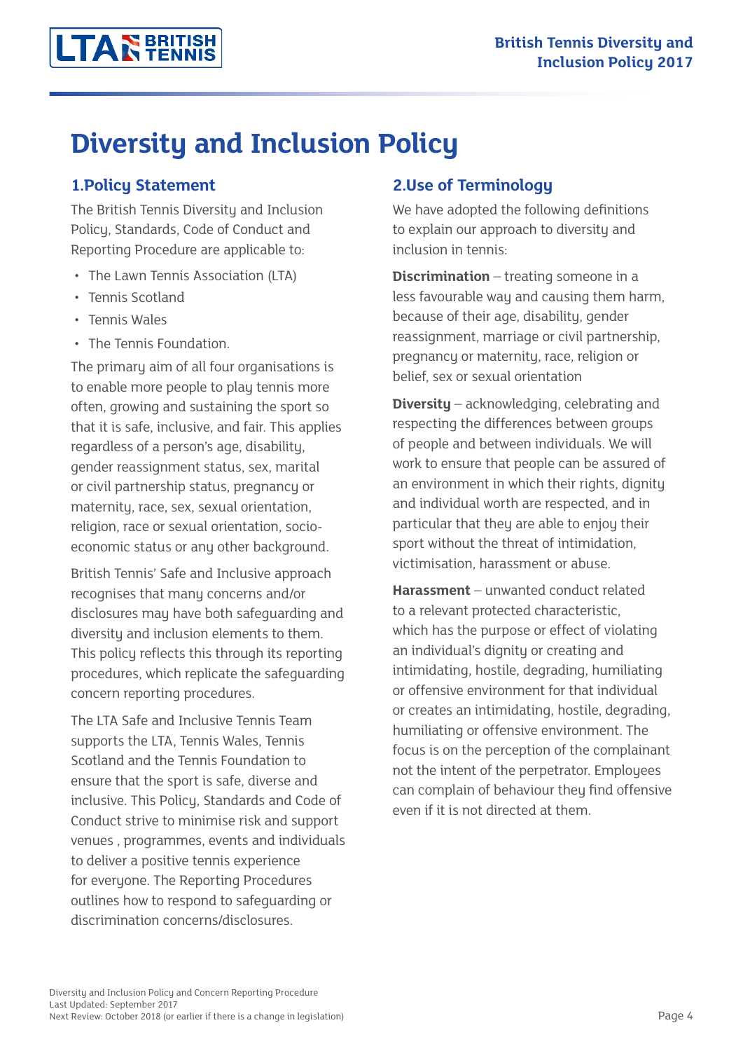# Diversity and Inclusion Policy

## 1.Policy Statement

The British Tennis Diversity and Inclusion Policy, Standards, Code of Conduct and Reporting Procedure are applicable to:

- The Lawn Tennis Association (LTA)
- Tennis Scotland
- Tennis Wales
- The Tennis Foundation.

The primary aim of all four organisations is to enable more people to play tennis more often, growing and sustaining the sport so that it is safe, inclusive, and fair. This applies regardless of a person's age, disability, gender reassignment status, sex, marital or civil partnership status, pregnancy or maternity, race, sex, sexual orientation, religion, race or sexual orientation, socio-economic status or any other background.

British Tennis' Safe and Inclusive approach recognises that many concerns and/or disclosures may have both safeguarding and diversity and inclusion elements to them. This policy reflects this through its reporting procedures, which replicate the safeguarding concern reporting procedures.

The LTA Safe and Inclusive Tennis Team supports the LTA, Tennis Wales, Tennis Scotland and the Tennis Foundation to ensure that the sport is safe, diverse and inclusive. This Policy, Standards and Code of Conduct strive to minimise risk and support venues , programmes, events and individuals to deliver a positive tennis experience for everyone. The Reporting Procedures outlines how to respond to safeguarding or discrimination concerns/disclosures.

## 2.Use of Terminology

We have adopted the following definitions to explain our approach to diversity and inclusion in tennis:

**Discrimination** – treating someone in a less favourable way and causing them harm, because of their age, disability, gender reassignment, marriage or civil partnership, pregnancy or maternity, race, religion or belief, sex or sexual orientation

**Diversity** – acknowledging, celebrating and respecting the differences between groups of people and between individuals. We will work to ensure that people can be assured of an environment in which their rights, dignity and individual worth are respected, and in particular that they are able to enjoy their sport without the threat of intimidation, victimisation, harassment or abuse.

**Harassment** – unwanted conduct related to a relevant protected characteristic, which has the purpose or effect of violating an individual's dignity or creating and intimidating, hostile, degrading, humiliating or offensive environment for that individual or creates an intimidating, hostile, degrading, humiliating or offensive environment. The focus is on the perception of the complainant not the intent of the perpetrator. Employees can complain of behaviour they find offensive even if it is not directed at them.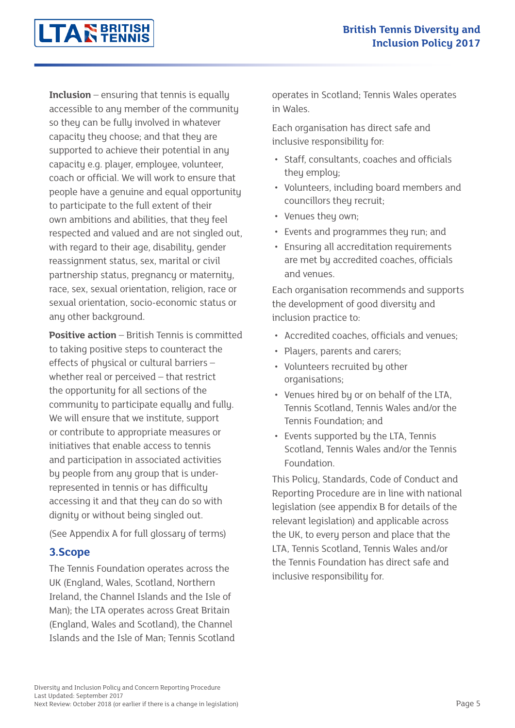**Inclusion** – ensuring that tennis is equally accessible to any member of the community so they can be fully involved in whatever capacity they choose; and that they are supported to achieve their potential in any capacity e.g. player, employee, volunteer, coach or official. We will work to ensure that people have a genuine and equal opportunity to participate to the full extent of their own ambitions and abilities, that they feel respected and valued and are not singled out, with regard to their age, disability, gender reassignment status, sex, marital or civil partnership status, pregnancy or maternity, race, sex, sexual orientation, religion, race or sexual orientation, socio-economic status or any other background.

**Positive action** – British Tennis is committed to taking positive steps to counteract the effects of physical or cultural barriers – whether real or perceived – that restrict the opportunity for all sections of the community to participate equally and fully. We will ensure that we institute, support or contribute to appropriate measures or initiatives that enable access to tennis and participation in associated activities by people from any group that is under-represented in tennis or has difficulty accessing it and that they can do so with dignity or without being singled out.

(See Appendix A for full glossary of terms)

## 3.Scope

The Tennis Foundation operates across the UK (England, Wales, Scotland, Northern Ireland, the Channel Islands and the Isle of Man); the LTA operates across Great Britain (England, Wales and Scotland), the Channel Islands and the Isle of Man; Tennis Scotland operates in Scotland; Tennis Wales operates in Wales.

Each organisation has direct safe and inclusive responsibility for:

- Staff, consultants, coaches and officials they employ;
- Volunteers, including board members and councillors they recruit;
- Venues they own;
- Events and programmes they run; and
- Ensuring all accreditation requirements are met by accredited coaches, officials and venues.

Each organisation recommends and supports the development of good diversity and inclusion practice to:

- Accredited coaches, officials and venues;
- Players, parents and carers;
- Volunteers recruited by other organisations;
- Venues hired by or on behalf of the LTA, Tennis Scotland, Tennis Wales and/or the Tennis Foundation; and
- Events supported by the LTA, Tennis Scotland, Tennis Wales and/or the Tennis Foundation.

This Policy, Standards, Code of Conduct and Reporting Procedure are in line with national legislation (see appendix B for details of the relevant legislation) and applicable across the UK, to every person and place that the LTA, Tennis Scotland, Tennis Wales and/or the Tennis Foundation has direct safe and inclusive responsibility for.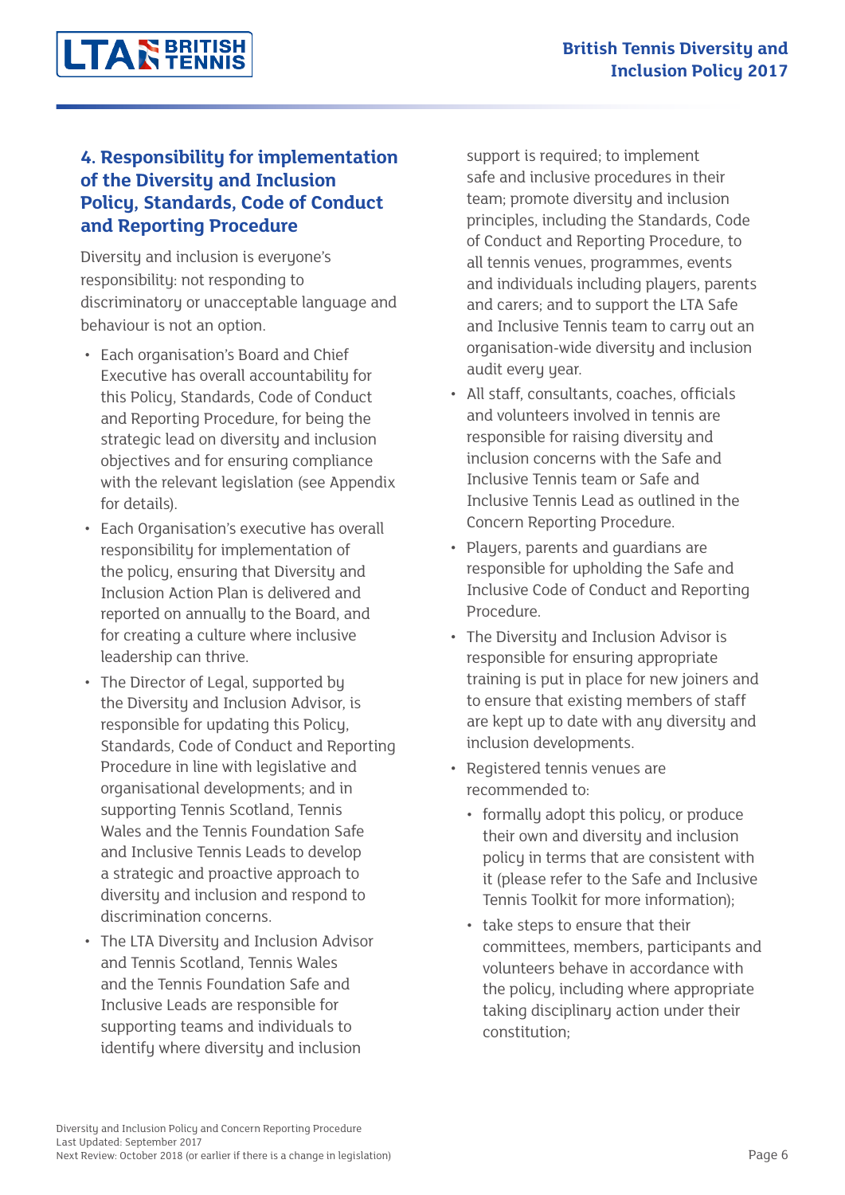## 4. Responsibility for implementation of the Diversity and Inclusion Policy, Standards, Code of Conduct and Reporting Procedure

Diversity and inclusion is everyone's responsibility: not responding to discriminatory or unacceptable language and behaviour is not an option.

- Each organisation's Board and Chief Executive has overall accountability for this Policy, Standards, Code of Conduct and Reporting Procedure, for being the strategic lead on diversity and inclusion objectives and for ensuring compliance with the relevant legislation (see Appendix for details).
- Each Organisation's executive has overall responsibility for implementation of the policy, ensuring that Diversity and Inclusion Action Plan is delivered and reported on annually to the Board, and for creating a culture where inclusive leadership can thrive.
- The Director of Legal, supported by the Diversity and Inclusion Advisor, is responsible for updating this Policy, Standards, Code of Conduct and Reporting Procedure in line with legislative and organisational developments; and in supporting Tennis Scotland, Tennis Wales and the Tennis Foundation Safe and Inclusive Tennis Leads to develop a strategic and proactive approach to diversity and inclusion and respond to discrimination concerns.
- The LTA Diversity and Inclusion Advisor and Tennis Scotland, Tennis Wales and the Tennis Foundation Safe and Inclusive Leads are responsible for supporting teams and individuals to identify where diversity and inclusion support is required; to implement safe and inclusive procedures in their team; promote diversity and inclusion principles, including the Standards, Code of Conduct and Reporting Procedure, to all tennis venues, programmes, events and individuals including players, parents and carers; and to support the LTA Safe and Inclusive Tennis team to carry out an organisation-wide diversity and inclusion audit every year.
- All staff, consultants, coaches, officials and volunteers involved in tennis are responsible for raising diversity and inclusion concerns with the Safe and Inclusive Tennis team or Safe and Inclusive Tennis Lead as outlined in the Concern Reporting Procedure.
- Players, parents and guardians are responsible for upholding the Safe and Inclusive Code of Conduct and Reporting Procedure.
- The Diversity and Inclusion Advisor is responsible for ensuring appropriate training is put in place for new joiners and to ensure that existing members of staff are kept up to date with any diversity and inclusion developments.
- Registered tennis venues are recommended to:
  - formally adopt this policy, or produce their own and diversity and inclusion policy in terms that are consistent with it (please refer to the Safe and Inclusive Tennis Toolkit for more information);
  - take steps to ensure that their committees, members, participants and volunteers behave in accordance with the policy, including where appropriate taking disciplinary action under their constitution;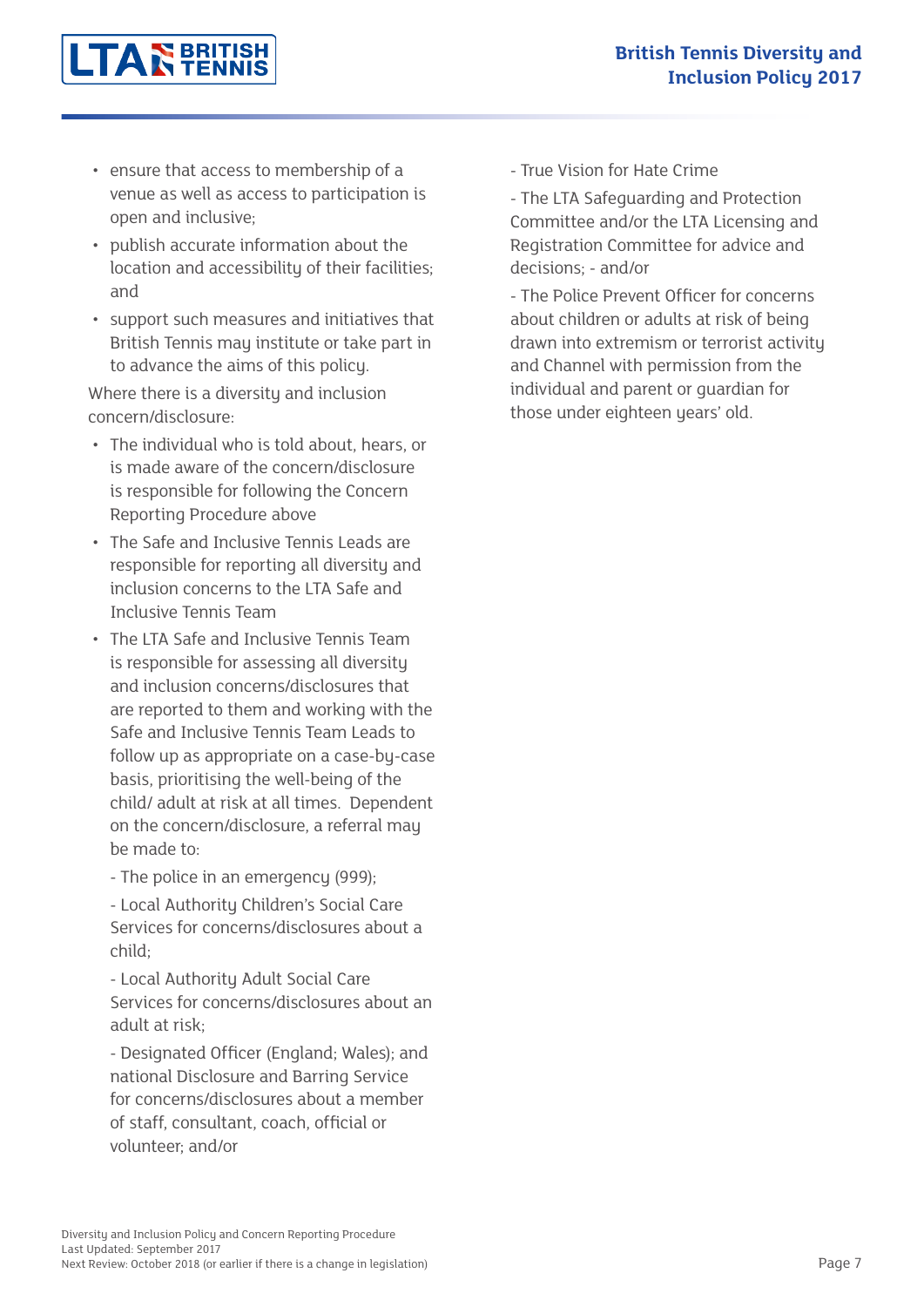- ensure that access to membership of a venue as well as access to participation is open and inclusive;
- publish accurate information about the location and accessibility of their facilities; and
- support such measures and initiatives that British Tennis may institute or take part in to advance the aims of this policy.

Where there is a diversity and inclusion concern/disclosure:

- The individual who is told about, hears, or is made aware of the concern/disclosure is responsible for following the Concern Reporting Procedure above
- The Safe and Inclusive Tennis Leads are responsible for reporting all diversity and inclusion concerns to the LTA Safe and Inclusive Tennis Team
- The LTA Safe and Inclusive Tennis Team is responsible for assessing all diversity and inclusion concerns/disclosures that are reported to them and working with the Safe and Inclusive Tennis Team Leads to follow up as appropriate on a case-by-case basis, prioritising the well-being of the child/ adult at risk at all times. Dependent on the concern/disclosure, a referral may be made to:

  - The police in an emergency (999);

  - Local Authority Children's Social Care Services for concerns/disclosures about a child;

  - Local Authority Adult Social Care Services for concerns/disclosures about an adult at risk;

  - Designated Officer (England; Wales); and national Disclosure and Barring Service for concerns/disclosures about a member of staff, consultant, coach, official or volunteer; and/or

  - True Vision for Hate Crime

  - The LTA Safeguarding and Protection Committee and/or the LTA Licensing and Registration Committee for advice and decisions; - and/or

  - The Police Prevent Officer for concerns about children or adults at risk of being drawn into extremism or terrorist activity and Channel with permission from the individual and parent or guardian for those under eighteen years' old.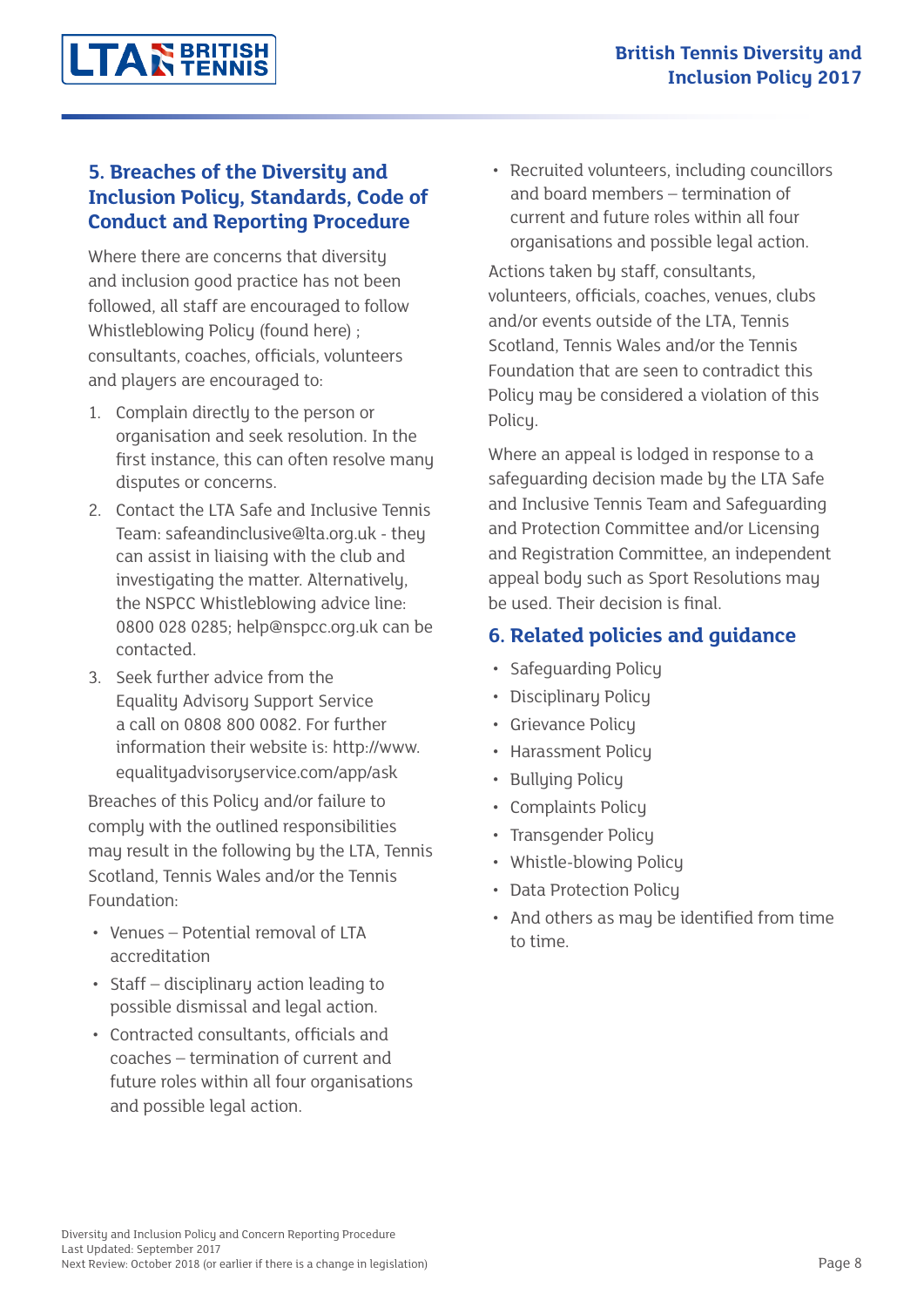## 5. Breaches of the Diversity and Inclusion Policy, Standards, Code of Conduct and Reporting Procedure

Where there are concerns that diversity and inclusion good practice has not been followed, all staff are encouraged to follow Whistleblowing Policy (found here) ; consultants, coaches, officials, volunteers and players are encouraged to:

1. Complain directly to the person or organisation and seek resolution. In the first instance, this can often resolve many disputes or concerns.
2. Contact the LTA Safe and Inclusive Tennis Team: safeandinclusive@lta.org.uk - they can assist in liaising with the club and investigating the matter. Alternatively, the NSPCC Whistleblowing advice line: 0800 028 0285; help@nspcc.org.uk can be contacted.
3. Seek further advice from the Equality Advisory Support Service a call on 0808 800 0082. For further information their website is: http://www.equalityadvisoryservice.com/app/ask

Breaches of this Policy and/or failure to comply with the outlined responsibilities may result in the following by the LTA, Tennis Scotland, Tennis Wales and/or the Tennis Foundation:

- Venues – Potential removal of LTA accreditation
- Staff – disciplinary action leading to possible dismissal and legal action.
- Contracted consultants, officials and coaches – termination of current and future roles within all four organisations and possible legal action.
- Recruited volunteers, including councillors and board members – termination of current and future roles within all four organisations and possible legal action.

Actions taken by staff, consultants, volunteers, officials, coaches, venues, clubs and/or events outside of the LTA, Tennis Scotland, Tennis Wales and/or the Tennis Foundation that are seen to contradict this Policy may be considered a violation of this Policy.

Where an appeal is lodged in response to a safeguarding decision made by the LTA Safe and Inclusive Tennis Team and Safeguarding and Protection Committee and/or Licensing and Registration Committee, an independent appeal body such as Sport Resolutions may be used. Their decision is final.

## 6. Related policies and guidance

- Safeguarding Policy
- Disciplinary Policy
- Grievance Policy
- Harassment Policy
- Bullying Policy
- Complaints Policy
- Transgender Policy
- Whistle-blowing Policy
- Data Protection Policy
- And others as may be identified from time to time.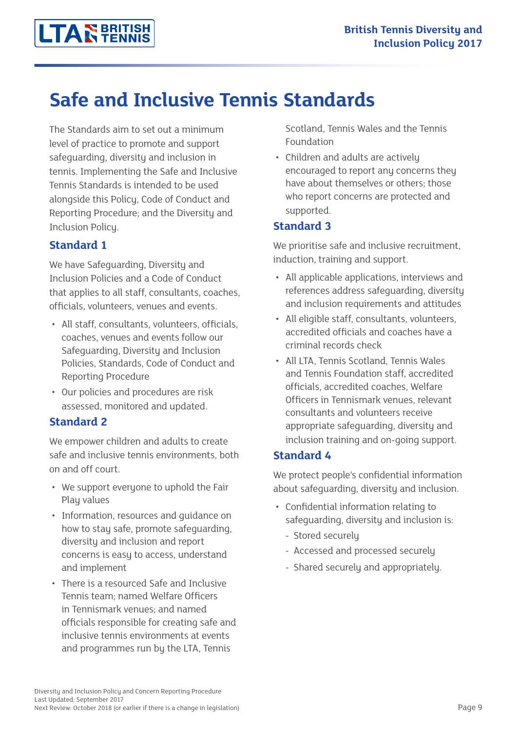# Safe and Inclusive Tennis Standards

The Standards aim to set out a minimum level of practice to promote and support safeguarding, diversity and inclusion in tennis. Implementing the Safe and Inclusive Tennis Standards is intended to be used alongside this Policy, Code of Conduct and Reporting Procedure; and the Diversity and Inclusion Policy.

## Standard 1

We have Safeguarding, Diversity and Inclusion Policies and a Code of Conduct that applies to all staff, consultants, coaches, officials, volunteers, venues and events.

- All staff, consultants, volunteers, officials, coaches, venues and events follow our Safeguarding, Diversity and Inclusion Policies, Standards, Code of Conduct and Reporting Procedure
- Our policies and procedures are risk assessed, monitored and updated.

## Standard 2

We empower children and adults to create safe and inclusive tennis environments, both on and off court.

- We support everyone to uphold the Fair Play values
- Information, resources and guidance on how to stay safe, promote safeguarding, diversity and inclusion and report concerns is easy to access, understand and implement
- There is a resourced Safe and Inclusive Tennis team; named Welfare Officers in Tennismark venues; and named officials responsible for creating safe and inclusive tennis environments at events and programmes run by the LTA, Tennis Scotland, Tennis Wales and the Tennis Foundation
- Children and adults are actively encouraged to report any concerns they have about themselves or others; those who report concerns are protected and supported.

## Standard 3

We prioritise safe and inclusive recruitment, induction, training and support.

- All applicable applications, interviews and references address safeguarding, diversity and inclusion requirements and attitudes
- All eligible staff, consultants, volunteers, accredited officials and coaches have a criminal records check
- All LTA, Tennis Scotland, Tennis Wales and Tennis Foundation staff, accredited officials, accredited coaches, Welfare Officers in Tennismark venues, relevant consultants and volunteers receive appropriate safeguarding, diversity and inclusion training and on-going support.

## Standard 4

We protect people's confidential information about safeguarding, diversity and inclusion.

- Confidential information relating to safeguarding, diversity and inclusion is:
  - Stored securely
  - Accessed and processed securely
  - Shared securely and appropriately.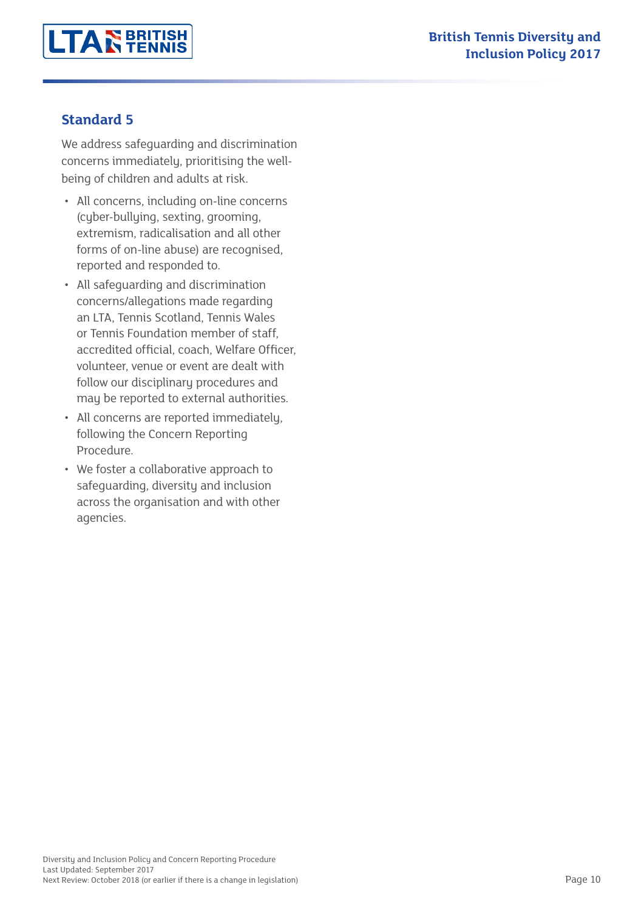## Standard 5

We address safeguarding and discrimination concerns immediately, prioritising the well-being of children and adults at risk.

- All concerns, including on-line concerns (cyber-bullying, sexting, grooming, extremism, radicalisation and all other forms of on-line abuse) are recognised, reported and responded to.
- All safeguarding and discrimination concerns/allegations made regarding an LTA, Tennis Scotland, Tennis Wales or Tennis Foundation member of staff, accredited official, coach, Welfare Officer, volunteer, venue or event are dealt with follow our disciplinary procedures and may be reported to external authorities.
- All concerns are reported immediately, following the Concern Reporting Procedure.
- We foster a collaborative approach to safeguarding, diversity and inclusion across the organisation and with other agencies.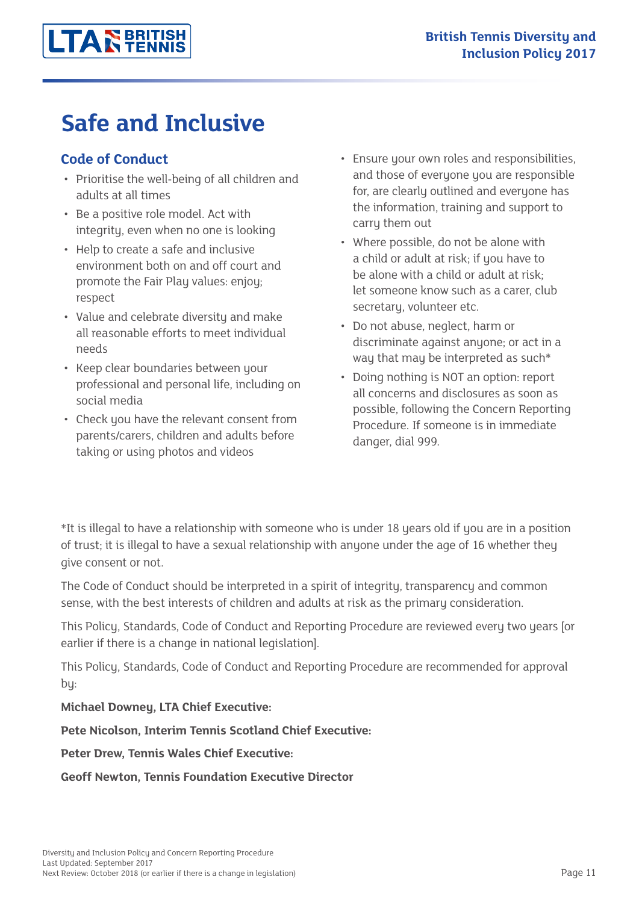# Safe and Inclusive

## Code of Conduct

- Prioritise the well-being of all children and adults at all times
- Be a positive role model. Act with integrity, even when no one is looking
- Help to create a safe and inclusive environment both on and off court and promote the Fair Play values: enjoy; respect
- Value and celebrate diversity and make all reasonable efforts to meet individual needs
- Keep clear boundaries between your professional and personal life, including on social media
- Check you have the relevant consent from parents/carers, children and adults before taking or using photos and videos
- Ensure your own roles and responsibilities, and those of everyone you are responsible for, are clearly outlined and everyone has the information, training and support to carry them out
- Where possible, do not be alone with a child or adult at risk; if you have to be alone with a child or adult at risk; let someone know such as a carer, club secretary, volunteer etc.
- Do not abuse, neglect, harm or discriminate against anyone; or act in a way that may be interpreted as such*
- Doing nothing is NOT an option: report all concerns and disclosures as soon as possible, following the Concern Reporting Procedure. If someone is in immediate danger, dial 999.

*It is illegal to have a relationship with someone who is under 18 years old if you are in a position of trust; it is illegal to have a sexual relationship with anyone under the age of 16 whether they give consent or not.

The Code of Conduct should be interpreted in a spirit of integrity, transparency and common sense, with the best interests of children and adults at risk as the primary consideration.

This Policy, Standards, Code of Conduct and Reporting Procedure are reviewed every two years [or earlier if there is a change in national legislation].

This Policy, Standards, Code of Conduct and Reporting Procedure are recommended for approval by:

**Michael Downey, LTA Chief Executive:**

**Pete Nicolson, Interim Tennis Scotland Chief Executive:**

**Peter Drew, Tennis Wales Chief Executive:**

**Geoff Newton, Tennis Foundation Executive Director**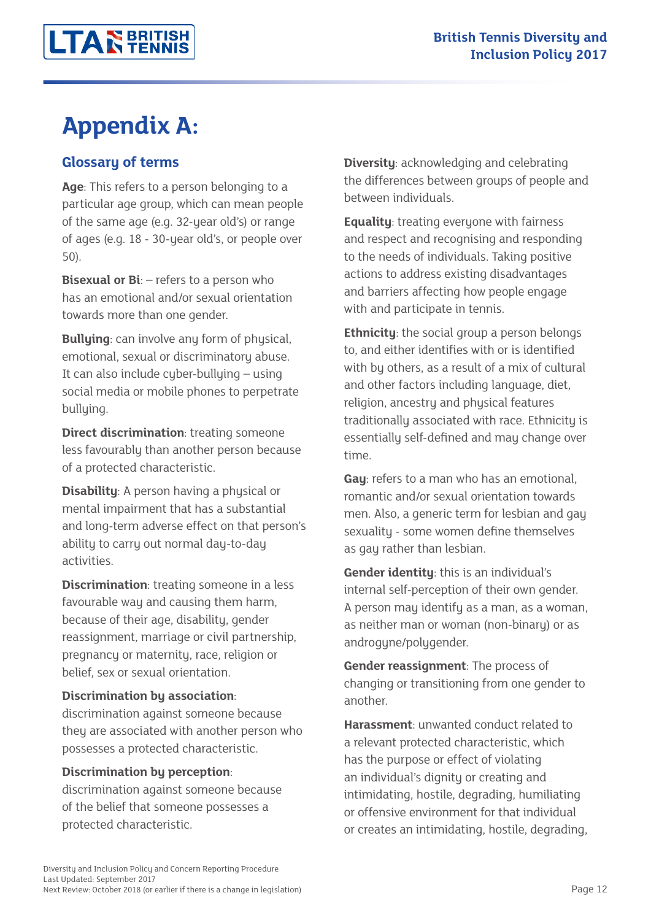# Appendix A:

## Glossary of terms

**Age**: This refers to a person belonging to a particular age group, which can mean people of the same age (e.g. 32-year old's) or range of ages (e.g. 18 - 30-year old's, or people over 50).

**Bisexual or Bi**: – refers to a person who has an emotional and/or sexual orientation towards more than one gender.

**Bullying**: can involve any form of physical, emotional, sexual or discriminatory abuse. It can also include cyber-bullying – using social media or mobile phones to perpetrate bullying.

**Direct discrimination**: treating someone less favourably than another person because of a protected characteristic.

**Disability**: A person having a physical or mental impairment that has a substantial and long-term adverse effect on that person's ability to carry out normal day-to-day activities.

**Discrimination**: treating someone in a less favourable way and causing them harm, because of their age, disability, gender reassignment, marriage or civil partnership, pregnancy or maternity, race, religion or belief, sex or sexual orientation.

**Discrimination by association**: discrimination against someone because they are associated with another person who possesses a protected characteristic.

**Discrimination by perception**: discrimination against someone because of the belief that someone possesses a protected characteristic.

**Diversity**: acknowledging and celebrating the differences between groups of people and between individuals.

**Equality**: treating everyone with fairness and respect and recognising and responding to the needs of individuals. Taking positive actions to address existing disadvantages and barriers affecting how people engage with and participate in tennis.

**Ethnicity**: the social group a person belongs to, and either identifies with or is identified with by others, as a result of a mix of cultural and other factors including language, diet, religion, ancestry and physical features traditionally associated with race. Ethnicity is essentially self-defined and may change over time.

**Gay**: refers to a man who has an emotional, romantic and/or sexual orientation towards men. Also, a generic term for lesbian and gay sexuality - some women define themselves as gay rather than lesbian.

**Gender identity**: this is an individual's internal self-perception of their own gender. A person may identify as a man, as a woman, as neither man or woman (non-binary) or as androgyne/polygender.

**Gender reassignment**: The process of changing or transitioning from one gender to another.

**Harassment**: unwanted conduct related to a relevant protected characteristic, which has the purpose or effect of violating an individual's dignity or creating and intimidating, hostile, degrading, humiliating or offensive environment for that individual or creates an intimidating, hostile, degrading,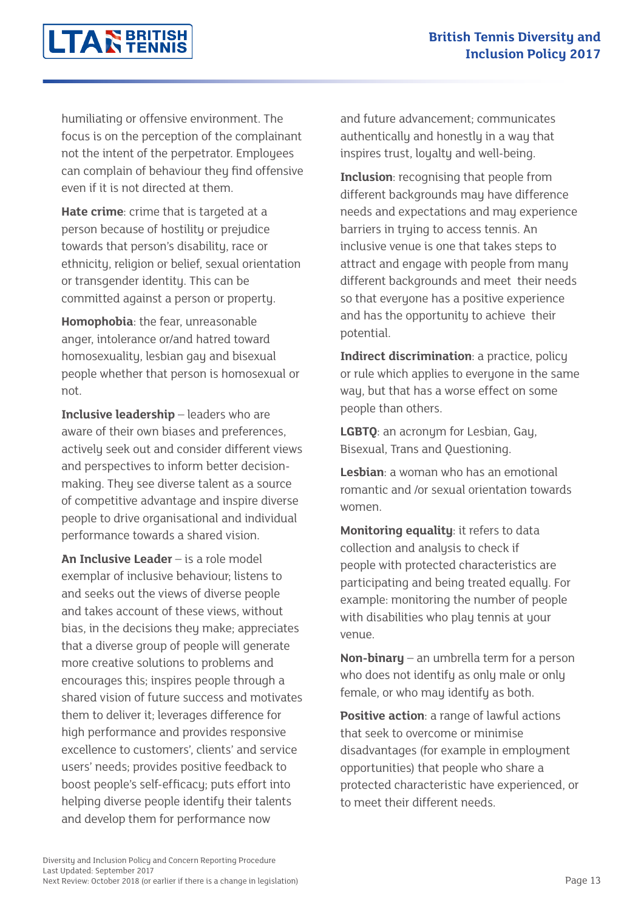humiliating or offensive environment. The focus is on the perception of the complainant not the intent of the perpetrator. Employees can complain of behaviour they find offensive even if it is not directed at them.

**Hate crime**: crime that is targeted at a person because of hostility or prejudice towards that person's disability, race or ethnicity, religion or belief, sexual orientation or transgender identity. This can be committed against a person or property.

**Homophobia**: the fear, unreasonable anger, intolerance or/and hatred toward homosexuality, lesbian gay and bisexual people whether that person is homosexual or not.

**Inclusive leadership** – leaders who are aware of their own biases and preferences, actively seek out and consider different views and perspectives to inform better decision-making. They see diverse talent as a source of competitive advantage and inspire diverse people to drive organisational and individual performance towards a shared vision.

**An Inclusive Leader** – is a role model exemplar of inclusive behaviour; listens to and seeks out the views of diverse people and takes account of these views, without bias, in the decisions they make; appreciates that a diverse group of people will generate more creative solutions to problems and encourages this; inspires people through a shared vision of future success and motivates them to deliver it; leverages difference for high performance and provides responsive excellence to customers', clients' and service users' needs; provides positive feedback to boost people's self-efficacy; puts effort into helping diverse people identify their talents and develop them for performance now and future advancement; communicates authentically and honestly in a way that inspires trust, loyalty and well-being.

**Inclusion**: recognising that people from different backgrounds may have difference needs and expectations and may experience barriers in trying to access tennis. An inclusive venue is one that takes steps to attract and engage with people from many different backgrounds and meet their needs so that everyone has a positive experience and has the opportunity to achieve their potential.

**Indirect discrimination**: a practice, policy or rule which applies to everyone in the same way, but that has a worse effect on some people than others.

**LGBTQ**: an acronym for Lesbian, Gay, Bisexual, Trans and Questioning.

**Lesbian**: a woman who has an emotional romantic and /or sexual orientation towards women.

**Monitoring equality**: it refers to data collection and analysis to check if people with protected characteristics are participating and being treated equally. For example: monitoring the number of people with disabilities who play tennis at your venue.

**Non-binary** – an umbrella term for a person who does not identify as only male or only female, or who may identify as both.

**Positive action**: a range of lawful actions that seek to overcome or minimise disadvantages (for example in employment opportunities) that people who share a protected characteristic have experienced, or to meet their different needs.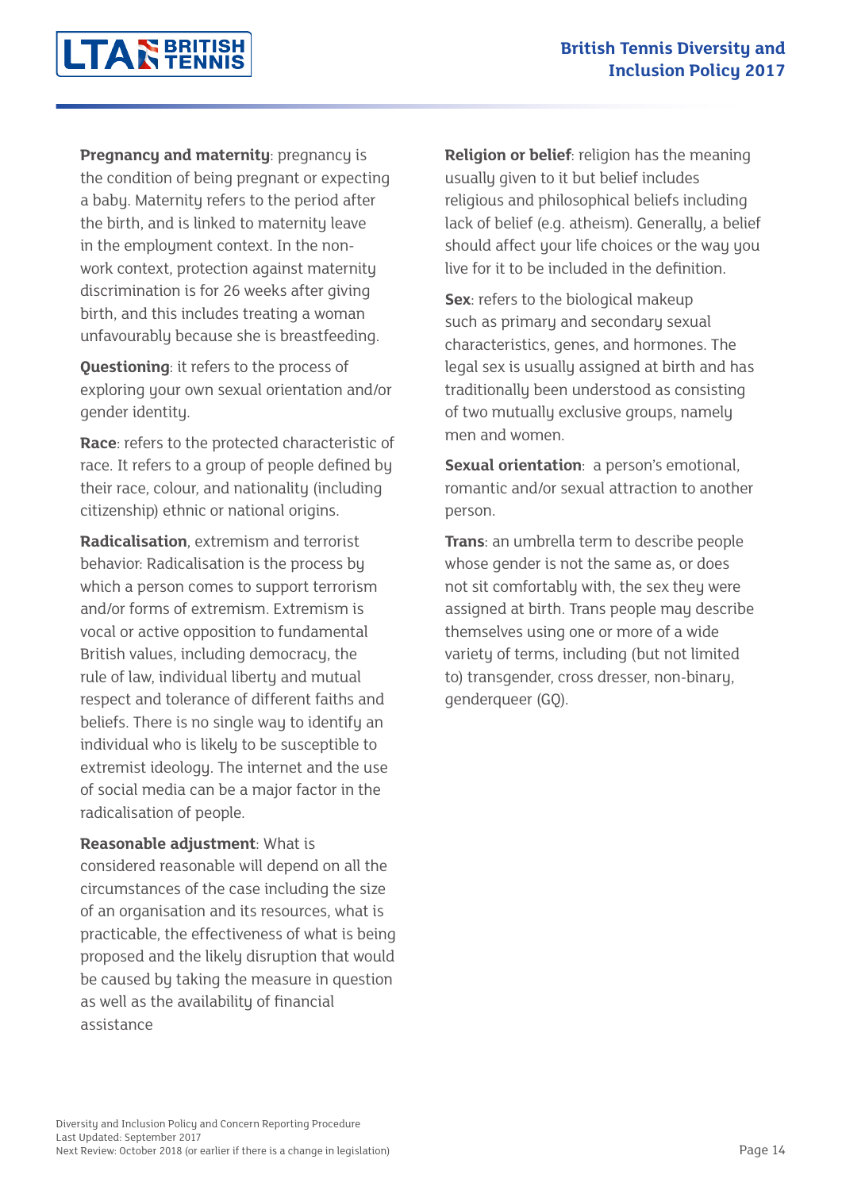**Pregnancy and maternity**: pregnancy is the condition of being pregnant or expecting a baby. Maternity refers to the period after the birth, and is linked to maternity leave in the employment context. In the non-work context, protection against maternity discrimination is for 26 weeks after giving birth, and this includes treating a woman unfavourably because she is breastfeeding.

**Questioning**: it refers to the process of exploring your own sexual orientation and/or gender identity.

**Race**: refers to the protected characteristic of race. It refers to a group of people defined by their race, colour, and nationality (including citizenship) ethnic or national origins.

**Radicalisation**, extremism and terrorist behavior: Radicalisation is the process by which a person comes to support terrorism and/or forms of extremism. Extremism is vocal or active opposition to fundamental British values, including democracy, the rule of law, individual liberty and mutual respect and tolerance of different faiths and beliefs. There is no single way to identify an individual who is likely to be susceptible to extremist ideology. The internet and the use of social media can be a major factor in the radicalisation of people.

**Reasonable adjustment**: What is considered reasonable will depend on all the circumstances of the case including the size of an organisation and its resources, what is practicable, the effectiveness of what is being proposed and the likely disruption that would be caused by taking the measure in question as well as the availability of financial assistance

**Religion or belief**: religion has the meaning usually given to it but belief includes religious and philosophical beliefs including lack of belief (e.g. atheism). Generally, a belief should affect your life choices or the way you live for it to be included in the definition.

**Sex**: refers to the biological makeup such as primary and secondary sexual characteristics, genes, and hormones. The legal sex is usually assigned at birth and has traditionally been understood as consisting of two mutually exclusive groups, namely men and women.

**Sexual orientation**: a person's emotional, romantic and/or sexual attraction to another person.

**Trans**: an umbrella term to describe people whose gender is not the same as, or does not sit comfortably with, the sex they were assigned at birth. Trans people may describe themselves using one or more of a wide variety of terms, including (but not limited to) transgender, cross dresser, non-binary, genderqueer (GQ).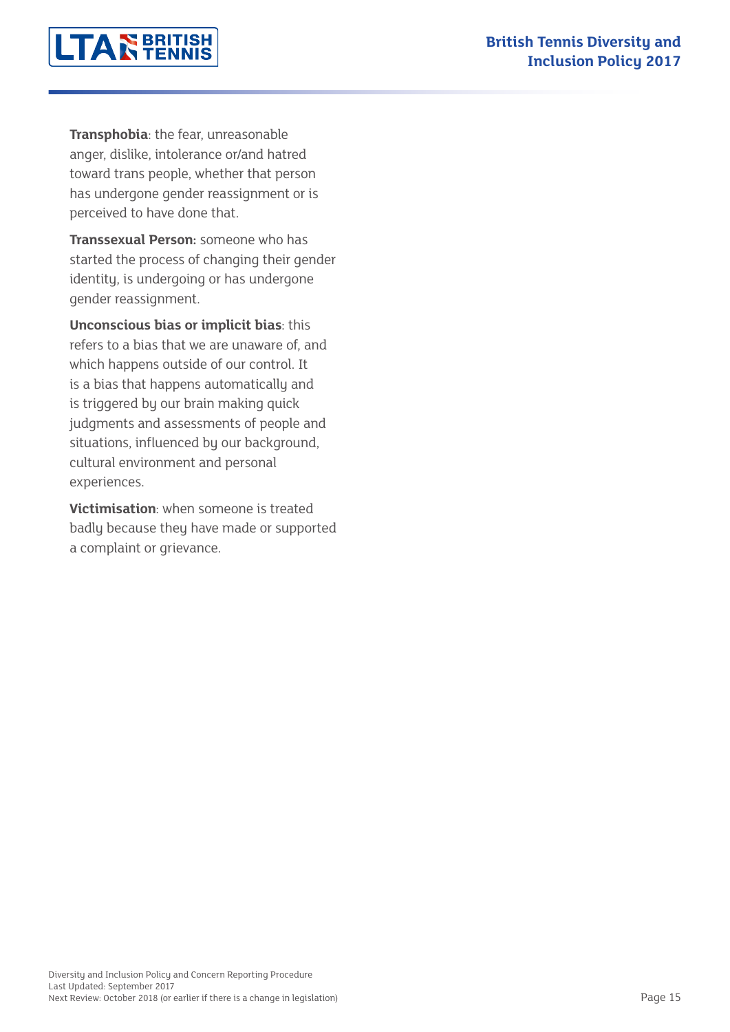**Transphobia**: the fear, unreasonable anger, dislike, intolerance or/and hatred toward trans people, whether that person has undergone gender reassignment or is perceived to have done that.

**Transsexual Person:** someone who has started the process of changing their gender identity, is undergoing or has undergone gender reassignment.

**Unconscious bias or implicit bias**: this refers to a bias that we are unaware of, and which happens outside of our control. It is a bias that happens automatically and is triggered by our brain making quick judgments and assessments of people and situations, influenced by our background, cultural environment and personal experiences.

**Victimisation**: when someone is treated badly because they have made or supported a complaint or grievance.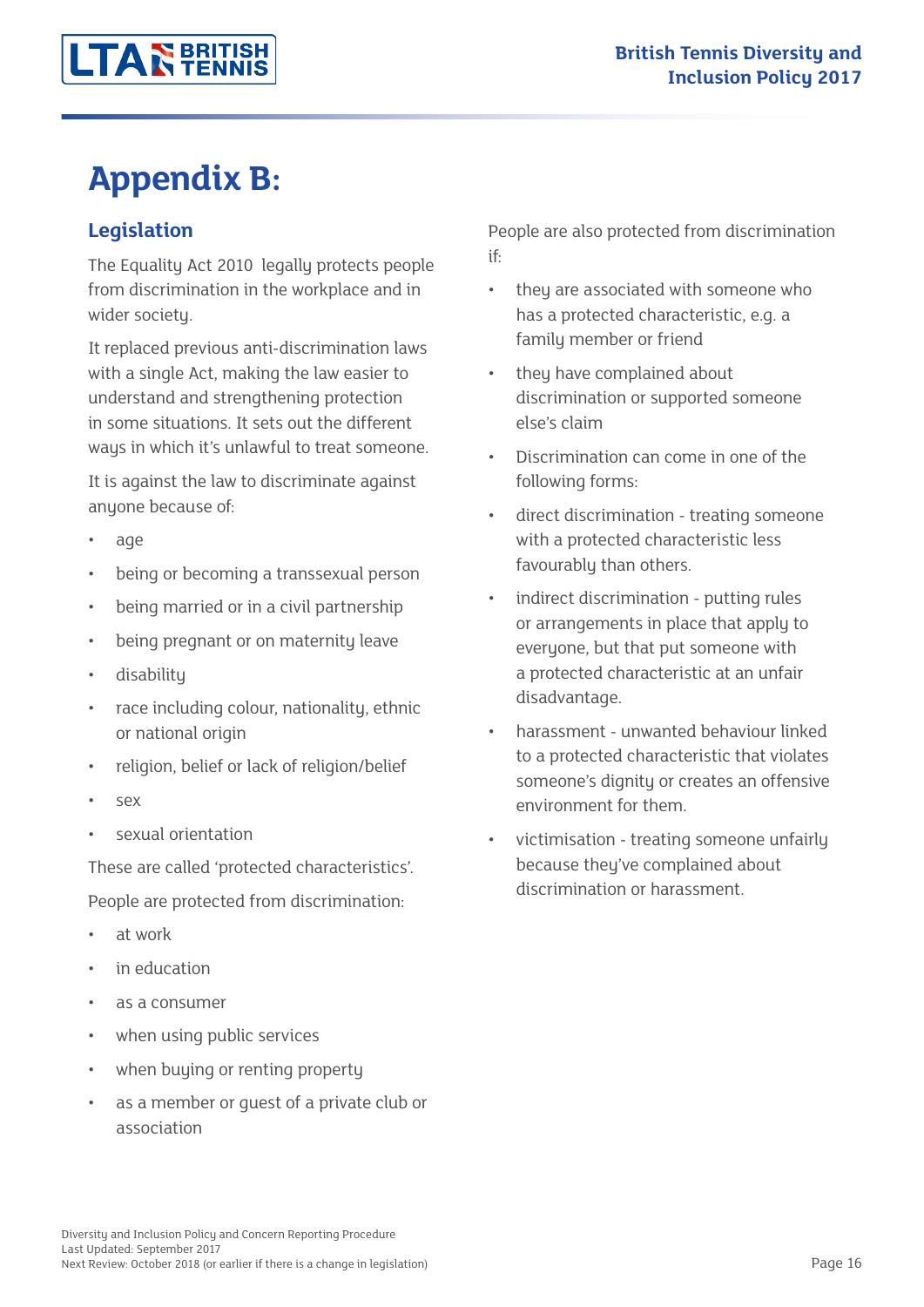# Appendix B:

## Legislation

The Equality Act 2010 legally protects people from discrimination in the workplace and in wider society.

It replaced previous anti-discrimination laws with a single Act, making the law easier to understand and strengthening protection in some situations. It sets out the different ways in which it's unlawful to treat someone.

It is against the law to discriminate against anyone because of:

- age
- being or becoming a transsexual person
- being married or in a civil partnership
- being pregnant or on maternity leave
- disability
- race including colour, nationality, ethnic or national origin
- religion, belief or lack of religion/belief
- sex
- sexual orientation

These are called 'protected characteristics'.

People are protected from discrimination:

- at work
- in education
- as a consumer
- when using public services
- when buying or renting property
- as a member or guest of a private club or association

People are also protected from discrimination if:

- they are associated with someone who has a protected characteristic, e.g. a family member or friend
- they have complained about discrimination or supported someone else's claim
- Discrimination can come in one of the following forms:
- direct discrimination - treating someone with a protected characteristic less favourably than others.
- indirect discrimination - putting rules or arrangements in place that apply to everyone, but that put someone with a protected characteristic at an unfair disadvantage.
- harassment - unwanted behaviour linked to a protected characteristic that violates someone's dignity or creates an offensive environment for them.
- victimisation - treating someone unfairly because they've complained about discrimination or harassment.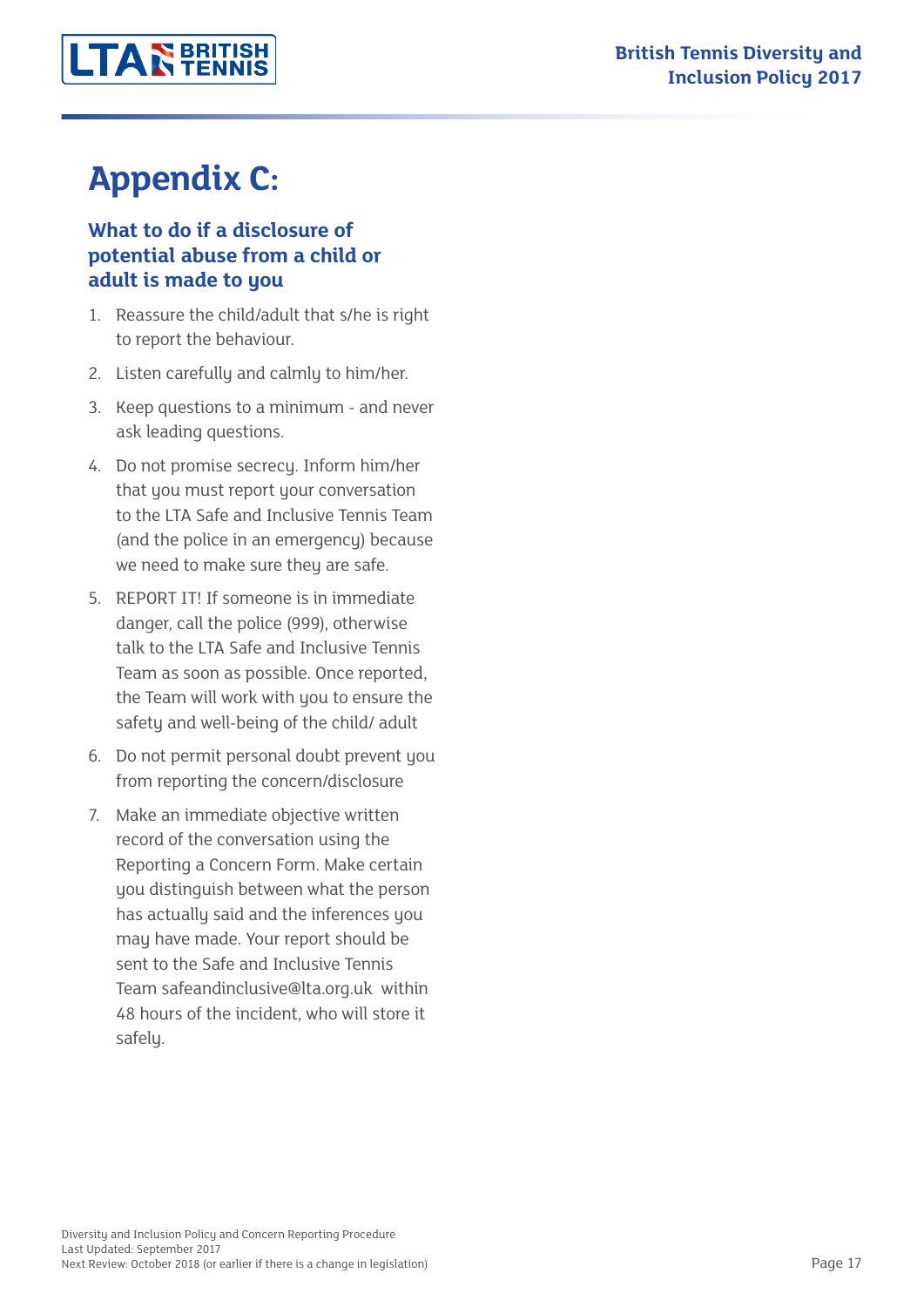# Appendix C:

## What to do if a disclosure of potential abuse from a child or adult is made to you

1. Reassure the child/adult that s/he is right to report the behaviour.
2. Listen carefully and calmly to him/her.
3. Keep questions to a minimum - and never ask leading questions.
4. Do not promise secrecy. Inform him/her that you must report your conversation to the LTA Safe and Inclusive Tennis Team (and the police in an emergency) because we need to make sure they are safe.
5. REPORT IT! If someone is in immediate danger, call the police (999), otherwise talk to the LTA Safe and Inclusive Tennis Team as soon as possible. Once reported, the Team will work with you to ensure the safety and well-being of the child/ adult
6. Do not permit personal doubt prevent you from reporting the concern/disclosure
7. Make an immediate objective written record of the conversation using the Reporting a Concern Form. Make certain you distinguish between what the person has actually said and the inferences you may have made. Your report should be sent to the Safe and Inclusive Tennis Team safeandinclusive@lta.org.uk within 48 hours of the incident, who will store it safely.